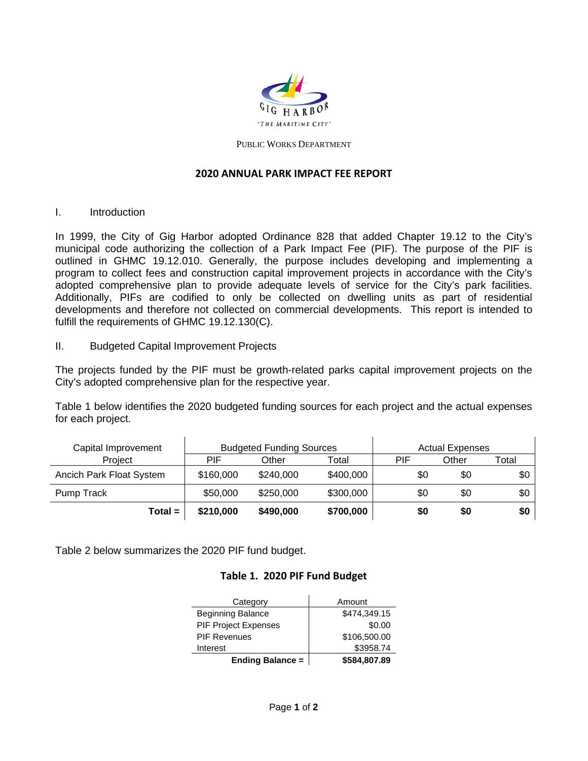GIG HARBOR

"THE MARITIME CITY"

PUBLIC WORKS DEPARTMENT

# 2020 ANNUAL PARK IMPACT FEE REPORT

I. Introduction

In 1999, the City of Gig Harbor adopted Ordinance 828 that added Chapter 19.12 to the City's municipal code authorizing the collection of a Park Impact Fee (PIF). The purpose of the PIF is outlined in GHMC 19.12.010. Generally, the purpose includes developing and implementing a program to collect fees and construction capital improvement projects in accordance with the City's adopted comprehensive plan to provide adequate levels of service for the City's park facilities. Additionally, PIFs are codified to only be collected on dwelling units as part of residential developments and therefore not collected on commercial developments. This report is intended to fulfill the requirements of GHMC 19.12.130(C).

II. Budgeted Capital Improvement Projects

The projects funded by the PIF must be growth-related parks capital improvement projects on the City's adopted comprehensive plan for the respective year.

Table 1 below identifies the 2020 budgeted funding sources for each project and the actual expenses for each project.

| Capital Improvement Project | Budgeted Funding Sources | | | Actual Expenses | | |
|---|---|---|---|---|---|---|
| | PIF | Other | Total | PIF | Other | Total |
| Ancich Park Float System | $160,000 | $240,000 | $400,000 | $0 | $0 | $0 |
| Pump Track | $50,000 | $250,000 | $300,000 | $0 | $0 | $0 |
| **Total =** | **$210,000** | **$490,000** | **$700,000** | **$0** | **$0** | **$0** |

Table 2 below summarizes the 2020 PIF fund budget.

**Table 1. 2020 PIF Fund Budget**

| Category | Amount |
|---|---|
| Beginning Balance | $474,349.15 |
| PIF Project Expenses | $0.00 |
| PIF Revenues | $106,500.00 |
| Interest | $3958.74 |
| **Ending Balance =** | **$584,807.89** |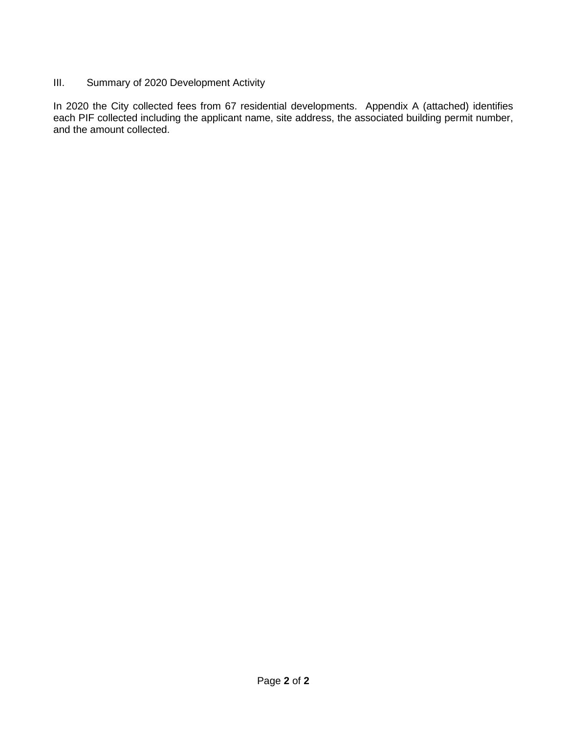## III. Summary of 2020 Development Activity

In 2020 the City collected fees from 67 residential developments. Appendix A (attached) identifies each PIF collected including the applicant name, site address, the associated building permit number, and the amount collected.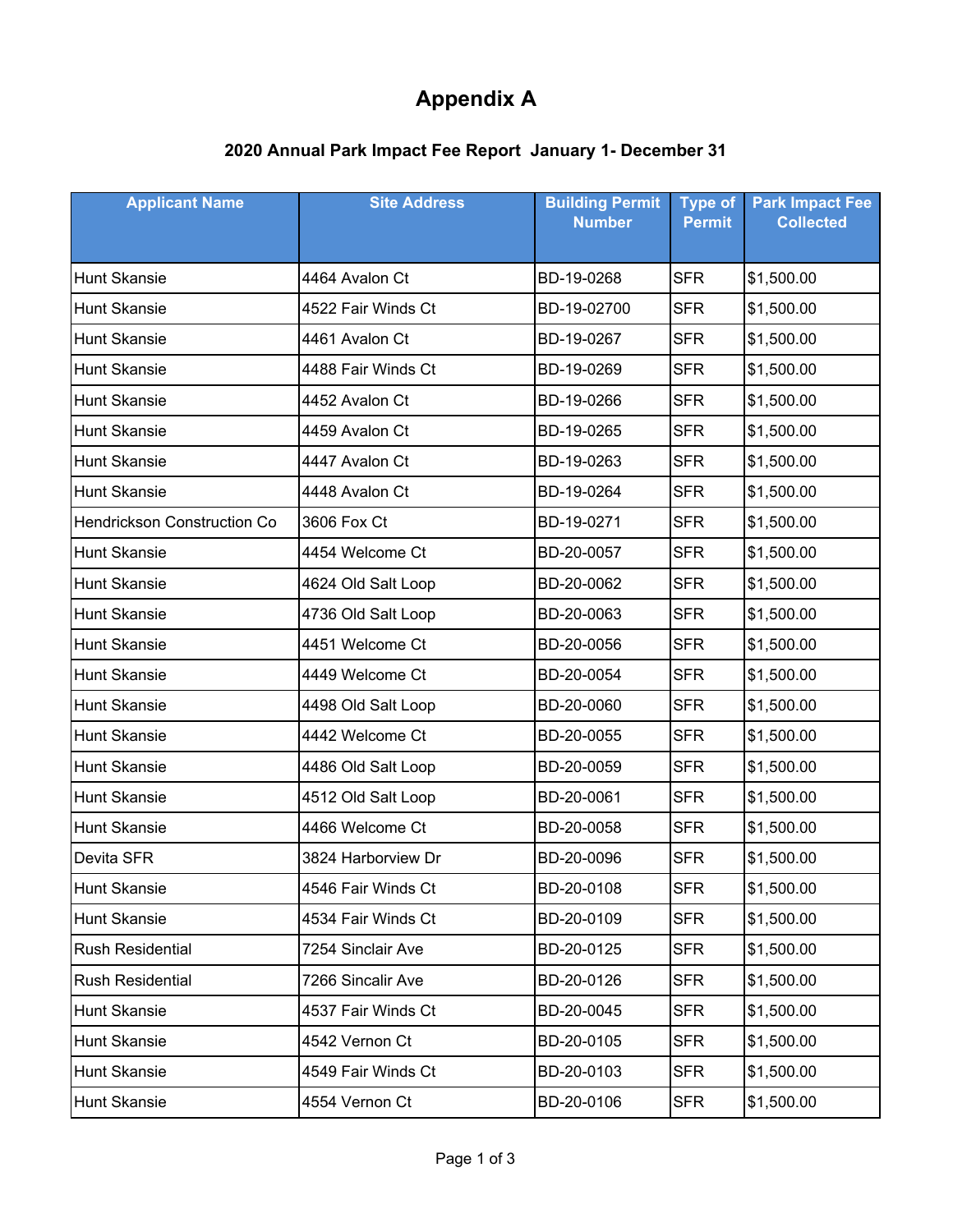# Appendix A

## 2020 Annual Park Impact Fee Report January 1- December 31

| Applicant Name | Site Address | Building Permit Number | Type of Permit | Park Impact Fee Collected |
|---|---|---|---|---|
| Hunt Skansie | 4464 Avalon Ct | BD-19-0268 | SFR | $1,500.00 |
| Hunt Skansie | 4522 Fair Winds Ct | BD-19-02700 | SFR | $1,500.00 |
| Hunt Skansie | 4461 Avalon Ct | BD-19-0267 | SFR | $1,500.00 |
| Hunt Skansie | 4488 Fair Winds Ct | BD-19-0269 | SFR | $1,500.00 |
| Hunt Skansie | 4452 Avalon Ct | BD-19-0266 | SFR | $1,500.00 |
| Hunt Skansie | 4459 Avalon Ct | BD-19-0265 | SFR | $1,500.00 |
| Hunt Skansie | 4447 Avalon Ct | BD-19-0263 | SFR | $1,500.00 |
| Hunt Skansie | 4448 Avalon Ct | BD-19-0264 | SFR | $1,500.00 |
| Hendrickson Construction Co | 3606 Fox Ct | BD-19-0271 | SFR | $1,500.00 |
| Hunt Skansie | 4454 Welcome Ct | BD-20-0057 | SFR | $1,500.00 |
| Hunt Skansie | 4624 Old Salt Loop | BD-20-0062 | SFR | $1,500.00 |
| Hunt Skansie | 4736 Old Salt Loop | BD-20-0063 | SFR | $1,500.00 |
| Hunt Skansie | 4451 Welcome Ct | BD-20-0056 | SFR | $1,500.00 |
| Hunt Skansie | 4449 Welcome Ct | BD-20-0054 | SFR | $1,500.00 |
| Hunt Skansie | 4498 Old Salt Loop | BD-20-0060 | SFR | $1,500.00 |
| Hunt Skansie | 4442 Welcome Ct | BD-20-0055 | SFR | $1,500.00 |
| Hunt Skansie | 4486 Old Salt Loop | BD-20-0059 | SFR | $1,500.00 |
| Hunt Skansie | 4512 Old Salt Loop | BD-20-0061 | SFR | $1,500.00 |
| Hunt Skansie | 4466 Welcome Ct | BD-20-0058 | SFR | $1,500.00 |
| Devita SFR | 3824 Harborview Dr | BD-20-0096 | SFR | $1,500.00 |
| Hunt Skansie | 4546 Fair Winds Ct | BD-20-0108 | SFR | $1,500.00 |
| Hunt Skansie | 4534 Fair Winds Ct | BD-20-0109 | SFR | $1,500.00 |
| Rush Residential | 7254 Sinclair Ave | BD-20-0125 | SFR | $1,500.00 |
| Rush Residential | 7266 Sincalir Ave | BD-20-0126 | SFR | $1,500.00 |
| Hunt Skansie | 4537 Fair Winds Ct | BD-20-0045 | SFR | $1,500.00 |
| Hunt Skansie | 4542 Vernon Ct | BD-20-0105 | SFR | $1,500.00 |
| Hunt Skansie | 4549 Fair Winds Ct | BD-20-0103 | SFR | $1,500.00 |
| Hunt Skansie | 4554 Vernon Ct | BD-20-0106 | SFR | $1,500.00 |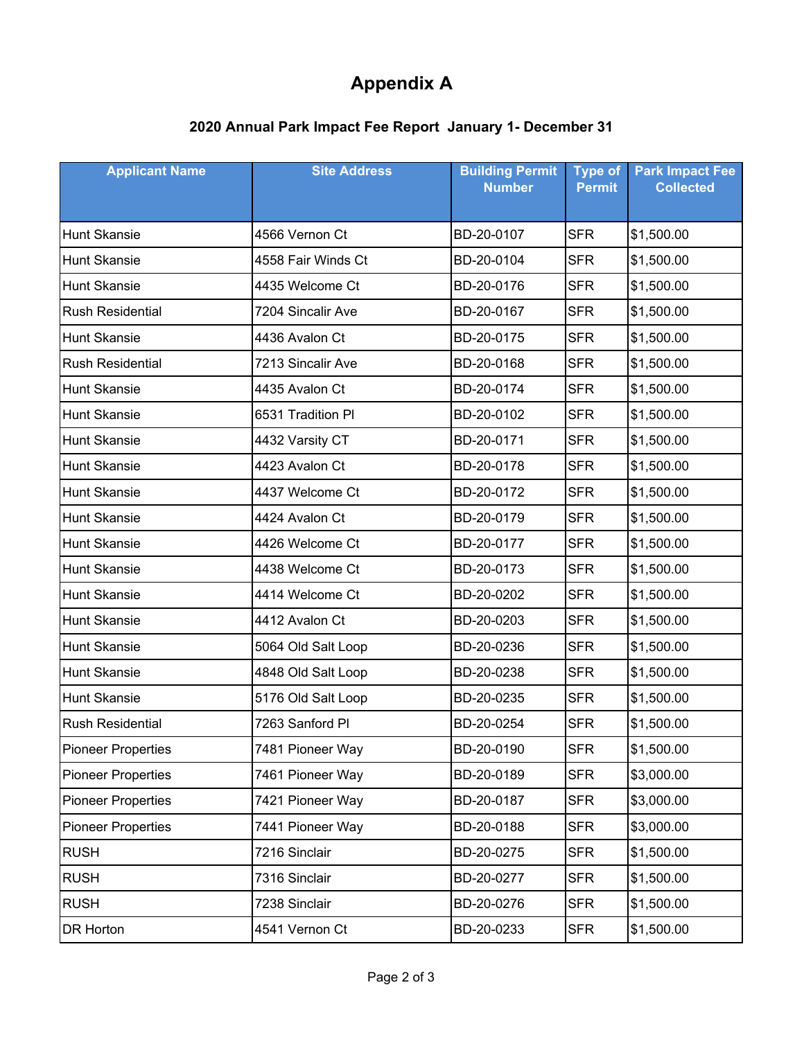# Appendix A

## 2020 Annual Park Impact Fee Report January 1- December 31

| Applicant Name | Site Address | Building Permit Number | Type of Permit | Park Impact Fee Collected |
|---|---|---|---|---|
| Hunt Skansie | 4566 Vernon Ct | BD-20-0107 | SFR | $1,500.00 |
| Hunt Skansie | 4558 Fair Winds Ct | BD-20-0104 | SFR | $1,500.00 |
| Hunt Skansie | 4435 Welcome Ct | BD-20-0176 | SFR | $1,500.00 |
| Rush Residential | 7204 Sincalir Ave | BD-20-0167 | SFR | $1,500.00 |
| Hunt Skansie | 4436 Avalon Ct | BD-20-0175 | SFR | $1,500.00 |
| Rush Residential | 7213 Sincalir Ave | BD-20-0168 | SFR | $1,500.00 |
| Hunt Skansie | 4435 Avalon Ct | BD-20-0174 | SFR | $1,500.00 |
| Hunt Skansie | 6531 Tradition Pl | BD-20-0102 | SFR | $1,500.00 |
| Hunt Skansie | 4432 Varsity CT | BD-20-0171 | SFR | $1,500.00 |
| Hunt Skansie | 4423 Avalon Ct | BD-20-0178 | SFR | $1,500.00 |
| Hunt Skansie | 4437 Welcome Ct | BD-20-0172 | SFR | $1,500.00 |
| Hunt Skansie | 4424 Avalon Ct | BD-20-0179 | SFR | $1,500.00 |
| Hunt Skansie | 4426 Welcome Ct | BD-20-0177 | SFR | $1,500.00 |
| Hunt Skansie | 4438 Welcome Ct | BD-20-0173 | SFR | $1,500.00 |
| Hunt Skansie | 4414 Welcome Ct | BD-20-0202 | SFR | $1,500.00 |
| Hunt Skansie | 4412 Avalon Ct | BD-20-0203 | SFR | $1,500.00 |
| Hunt Skansie | 5064 Old Salt Loop | BD-20-0236 | SFR | $1,500.00 |
| Hunt Skansie | 4848 Old Salt Loop | BD-20-0238 | SFR | $1,500.00 |
| Hunt Skansie | 5176 Old Salt Loop | BD-20-0235 | SFR | $1,500.00 |
| Rush Residential | 7263 Sanford Pl | BD-20-0254 | SFR | $1,500.00 |
| Pioneer Properties | 7481 Pioneer Way | BD-20-0190 | SFR | $1,500.00 |
| Pioneer Properties | 7461 Pioneer Way | BD-20-0189 | SFR | $3,000.00 |
| Pioneer Properties | 7421 Pioneer Way | BD-20-0187 | SFR | $3,000.00 |
| Pioneer Properties | 7441 Pioneer Way | BD-20-0188 | SFR | $3,000.00 |
| RUSH | 7216 Sinclair | BD-20-0275 | SFR | $1,500.00 |
| RUSH | 7316 Sinclair | BD-20-0277 | SFR | $1,500.00 |
| RUSH | 7238 Sinclair | BD-20-0276 | SFR | $1,500.00 |
| DR Horton | 4541 Vernon Ct | BD-20-0233 | SFR | $1,500.00 |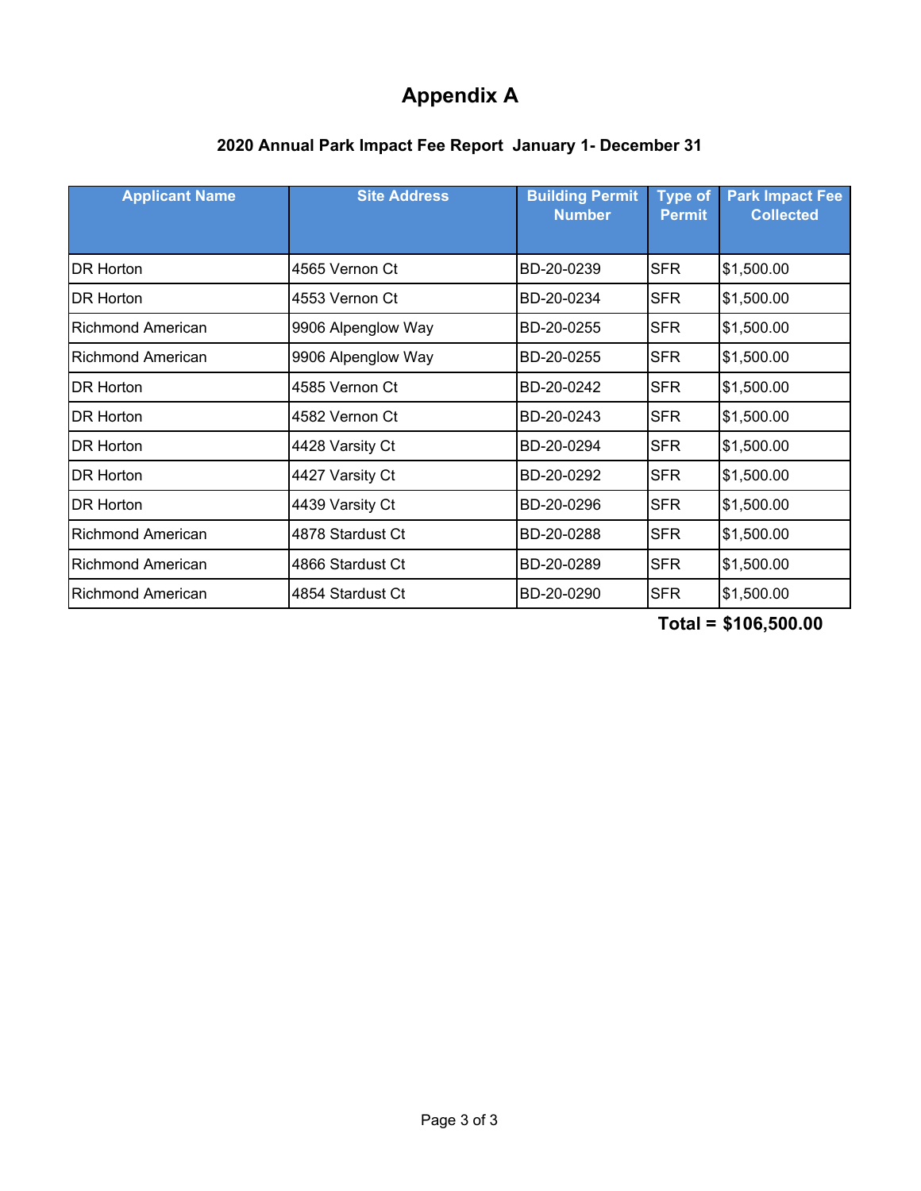# Appendix A

### 2020 Annual Park Impact Fee Report January 1- December 31

| Applicant Name | Site Address | Building Permit Number | Type of Permit | Park Impact Fee Collected |
|---|---|---|---|---|
| DR Horton | 4565 Vernon Ct | BD-20-0239 | SFR | $1,500.00 |
| DR Horton | 4553 Vernon Ct | BD-20-0234 | SFR | $1,500.00 |
| Richmond American | 9906 Alpenglow Way | BD-20-0255 | SFR | $1,500.00 |
| Richmond American | 9906 Alpenglow Way | BD-20-0255 | SFR | $1,500.00 |
| DR Horton | 4585 Vernon Ct | BD-20-0242 | SFR | $1,500.00 |
| DR Horton | 4582 Vernon Ct | BD-20-0243 | SFR | $1,500.00 |
| DR Horton | 4428 Varsity Ct | BD-20-0294 | SFR | $1,500.00 |
| DR Horton | 4427 Varsity Ct | BD-20-0292 | SFR | $1,500.00 |
| DR Horton | 4439 Varsity Ct | BD-20-0296 | SFR | $1,500.00 |
| Richmond American | 4878 Stardust Ct | BD-20-0288 | SFR | $1,500.00 |
| Richmond American | 4866 Stardust Ct | BD-20-0289 | SFR | $1,500.00 |
| Richmond American | 4854 Stardust Ct | BD-20-0290 | SFR | $1,500.00 |

**Total = $106,500.00**